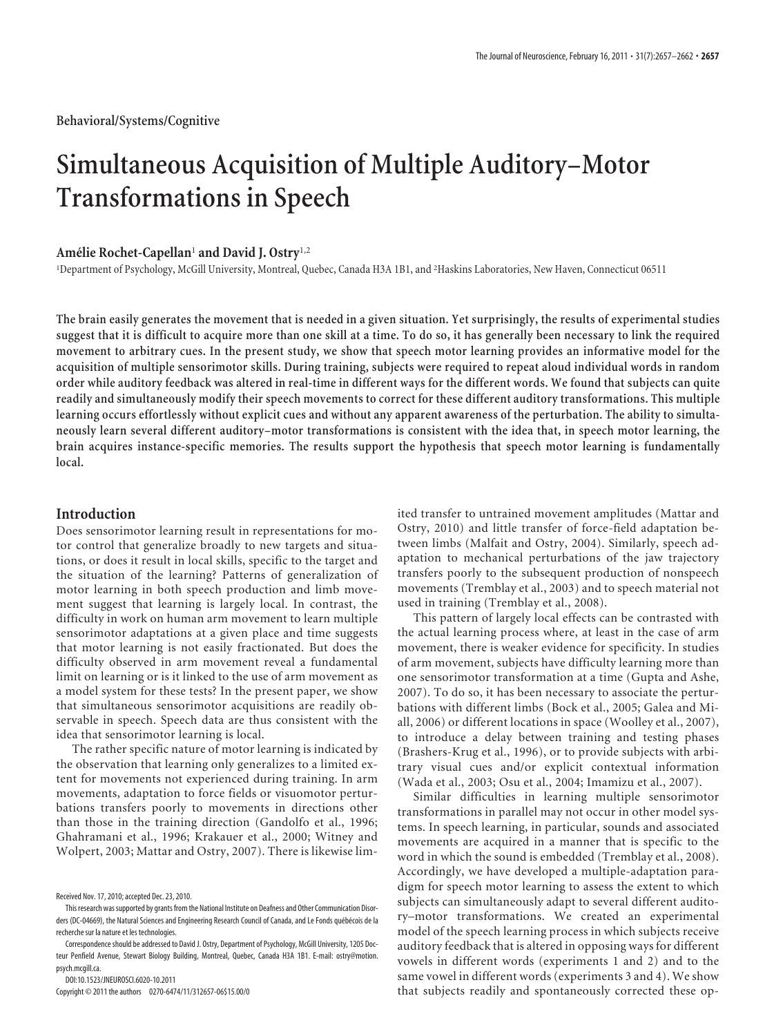Behavioral/Systems/Cognitive

# Simultaneous Acquisition of Multiple Auditory–Motor Transformations in Speech

**Amélie Rochet-Capellan**[1] **and David J. Ostry**[1,2]

[1]Department of Psychology, McGill University, Montreal, Quebec, Canada H3A 1B1, and [2]Haskins Laboratories, New Haven, Connecticut 06511

**The brain easily generates the movement that is needed in a given situation. Yet surprisingly, the results of experimental studies suggest that it is difficult to acquire more than one skill at a time. To do so, it has generally been necessary to link the required movement to arbitrary cues. In the present study, we show that speech motor learning provides an informative model for the acquisition of multiple sensorimotor skills. During training, subjects were required to repeat aloud individual words in random order while auditory feedback was altered in real-time in different ways for the different words. We found that subjects can quite readily and simultaneously modify their speech movements to correct for these different auditory transformations. This multiple learning occurs effortlessly without explicit cues and without any apparent awareness of the perturbation. The ability to simultaneously learn several different auditory–motor transformations is consistent with the idea that, in speech motor learning, the brain acquires instance-specific memories. The results support the hypothesis that speech motor learning is fundamentally local.**

## Introduction

Does sensorimotor learning result in representations for motor control that generalize broadly to new targets and situations, or does it result in local skills, specific to the target and the situation of the learning? Patterns of generalization of motor learning in both speech production and limb movement suggest that learning is largely local. In contrast, the difficulty in work on human arm movement to learn multiple sensorimotor adaptations at a given place and time suggests that motor learning is not easily fractionated. But does the difficulty observed in arm movement reveal a fundamental limit on learning or is it linked to the use of arm movement as a model system for these tests? In the present paper, we show that simultaneous sensorimotor acquisitions are readily observable in speech. Speech data are thus consistent with the idea that sensorimotor learning is local.

The rather specific nature of motor learning is indicated by the observation that learning only generalizes to a limited extent for movements not experienced during training. In arm movements, adaptation to force fields or visuomotor perturbations transfers poorly to movements in directions other than those in the training direction (Gandolfo et al., 1996; Ghahramani et al., 1996; Krakauer et al., 2000; Witney and Wolpert, 2003; Mattar and Ostry, 2007). There is likewise limited transfer to untrained movement amplitudes (Mattar and Ostry, 2010) and little transfer of force-field adaptation between limbs (Malfait and Ostry, 2004). Similarly, speech adaptation to mechanical perturbations of the jaw trajectory transfers poorly to the subsequent production of nonspeech movements (Tremblay et al., 2003) and to speech material not used in training (Tremblay et al., 2008).

This pattern of largely local effects can be contrasted with the actual learning process where, at least in the case of arm movement, there is weaker evidence for specificity. In studies of arm movement, subjects have difficulty learning more than one sensorimotor transformation at a time (Gupta and Ashe, 2007). To do so, it has been necessary to associate the perturbations with different limbs (Bock et al., 2005; Galea and Miall, 2006) or different locations in space (Woolley et al., 2007), to introduce a delay between training and testing phases (Brashers-Krug et al., 1996), or to provide subjects with arbitrary visual cues and/or explicit contextual information (Wada et al., 2003; Osu et al., 2004; Imamizu et al., 2007).

Similar difficulties in learning multiple sensorimotor transformations in parallel may not occur in other model systems. In speech learning, in particular, sounds and associated movements are acquired in a manner that is specific to the word in which the sound is embedded (Tremblay et al., 2008). Accordingly, we have developed a multiple-adaptation paradigm for speech motor learning to assess the extent to which subjects can simultaneously adapt to several different auditory–motor transformations. We created an experimental model of the speech learning process in which subjects receive auditory feedback that is altered in opposing ways for different vowels in different words (experiments 1 and 2) and to the same vowel in different words (experiments 3 and 4). We show that subjects readily and spontaneously corrected these op-

Received Nov. 17, 2010; accepted Dec. 23, 2010.

This research was supported by grants from the National Institute on Deafness and Other Communication Disorders (DC-04669), the Natural Sciences and Engineering Research Council of Canada, and Le Fonds québécois de la recherche sur la nature et les technologies.

Correspondence should be addressed to David J. Ostry, Department of Psychology, McGill University, 1205 Docteur Penfield Avenue, Stewart Biology Building, Montreal, Quebec, Canada H3A 1B1. E-mail: ostry@motion.psych.mcgill.ca.

DOI:10.1523/JNEUROSCI.6020-10.2011

Copyright © 2011 the authors 0270-6474/11/312657-06$15.00/0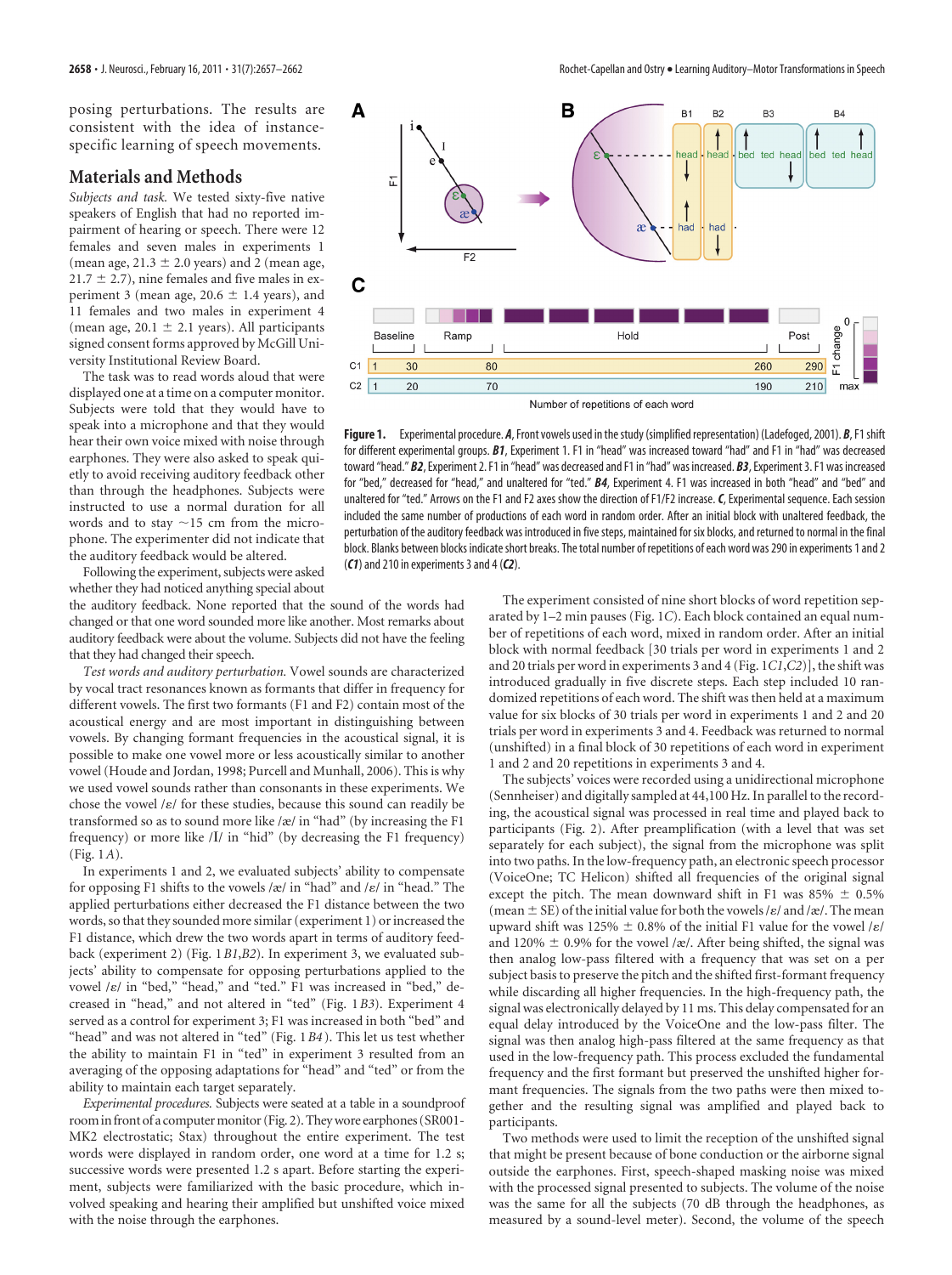posing perturbations. The results are consistent with the idea of instance-specific learning of speech movements.

## Materials and Methods

*Subjects and task.* We tested sixty-five native speakers of English that had no reported impairment of hearing or speech. There were 12 females and seven males in experiments 1 (mean age, 21.3 ± 2.0 years) and 2 (mean age, 21.7 ± 2.7), nine females and five males in experiment 3 (mean age, 20.6 ± 1.4 years), and 11 females and two males in experiment 4 (mean age, 20.1 ± 2.1 years). All participants signed consent forms approved by McGill University Institutional Review Board.

The task was to read words aloud that were displayed one at a time on a computer monitor. Subjects were told that they would have to speak into a microphone and that they would hear their own voice mixed with noise through earphones. They were also asked to speak quietly to avoid receiving auditory feedback other than through the headphones. Subjects were instructed to use a normal duration for all words and to stay ~15 cm from the microphone. The experimenter did not indicate that the auditory feedback would be altered.

Following the experiment, subjects were asked whether they had noticed anything special about the auditory feedback. None reported that the sound of the words had changed or that one word sounded more like another. Most remarks about auditory feedback were about the volume. Subjects did not have the feeling that they had changed their speech.

*Test words and auditory perturbation.* Vowel sounds are characterized by vocal tract resonances known as formants that differ in frequency for different vowels. The first two formants (F1 and F2) contain most of the acoustical energy and are most important in distinguishing between vowels. By changing formant frequencies in the acoustical signal, it is possible to make one vowel more or less acoustically similar to another vowel (Houde and Jordan, 1998; Purcell and Munhall, 2006). This is why we used vowel sounds rather than consonants in these experiments. We chose the vowel /ɛ/ for these studies, because this sound can readily be transformed so as to sound more like /æ/ in "had" (by increasing the F1 frequency) or more like /I/ in "hid" (by decreasing the F1 frequency) (Fig. 1*A*).

In experiments 1 and 2, we evaluated subjects' ability to compensate for opposing F1 shifts to the vowels /æ/ in "had" and /ɛ/ in "head." The applied perturbations either decreased the F1 distance between the two words, so that they sounded more similar (experiment 1) or increased the F1 distance, which drew the two words apart in terms of auditory feedback (experiment 2) (Fig. 1*B1*,*B2*). In experiment 3, we evaluated subjects' ability to compensate for opposing perturbations applied to the vowel /ɛ/ in "bed," "head," and "ted." F1 was increased in "bed," decreased in "head," and not altered in "ted" (Fig. 1*B3*). Experiment 4 served as a control for experiment 3; F1 was increased in both "bed" and "head" and was not altered in "ted" (Fig. 1*B4*). This let us test whether the ability to maintain F1 in "ted" in experiment 3 resulted from an averaging of the opposing adaptations for "head" and "ted" or from the ability to maintain each target separately.

*Experimental procedures.* Subjects were seated at a table in a soundproof room in front of a computer monitor (Fig. 2). They wore earphones (SR001-MK2 electrostatic; Stax) throughout the entire experiment. The test words were displayed in random order, one word at a time for 1.2 s; successive words were presented 1.2 s apart. Before starting the experiment, subjects were familiarized with the basic procedure, which involved speaking and hearing their amplified but unshifted voice mixed with the noise through the earphones.

**Figure 1.** Experimental procedure. ***A***, Front vowels used in the study (simplified representation) (Ladefoged, 2001). ***B***, F1 shift for different experimental groups. ***B1***, Experiment 1. F1 in "head" was increased toward "had" and F1 in "had" was decreased toward "head." ***B2***, Experiment 2. F1 in "head" was decreased and F1 in "had" was increased. ***B3***, Experiment 3. F1 was increased for "bed," decreased for "head," and unaltered for "ted." ***B4***, Experiment 4. F1 was increased in both "head" and "bed" and unaltered for "ted." Arrows on the F1 and F2 axes show the direction of F1/F2 increase. ***C***, Experimental sequence. Each session included the same number of productions of each word in random order. After an initial block with unaltered feedback, the perturbation of the auditory feedback was introduced in five steps, maintained for six blocks, and returned to normal in the final block. Blanks between blocks indicate short breaks. The total number of repetitions of each word was 290 in experiments 1 and 2 (***C1***) and 210 in experiments 3 and 4 (***C2***).

The experiment consisted of nine short blocks of word repetition separated by 1–2 min pauses (Fig. 1*C*). Each block contained an equal number of repetitions of each word, mixed in random order. After an initial block with normal feedback [30 trials per word in experiments 1 and 2 and 20 trials per word in experiments 3 and 4 (Fig. 1*C1*,*C2*)], the shift was introduced gradually in five discrete steps. Each step included 10 randomized repetitions of each word. The shift was then held at a maximum value for six blocks of 30 trials per word in experiments 1 and 2 and 20 trials per word in experiments 3 and 4. Feedback was returned to normal (unshifted) in a final block of 30 repetitions of each word in experiment 1 and 2 and 20 repetitions in experiments 3 and 4.

The subjects' voices were recorded using a unidirectional microphone (Sennheiser) and digitally sampled at 44,100 Hz. In parallel to the recording, the acoustical signal was processed in real time and played back to participants (Fig. 2). After preamplification (with a level that was set separately for each subject), the signal from the microphone was split into two paths. In the low-frequency path, an electronic speech processor (VoiceOne; TC Helicon) shifted all frequencies of the original signal except the pitch. The mean downward shift in F1 was 85% ± 0.5% (mean ± SE) of the initial value for both the vowels /ɛ/ and /æ/. The mean upward shift was 125% ± 0.8% of the initial F1 value for the vowel /ɛ/ and 120% ± 0.9% for the vowel /æ/. After being shifted, the signal was then analog low-pass filtered with a frequency that was set on a per subject basis to preserve the pitch and the shifted first-formant frequency while discarding all higher frequencies. In the high-frequency path, the signal was electronically delayed by 11 ms. This delay compensated for an equal delay introduced by the VoiceOne and the low-pass filter. The signal was then analog high-pass filtered at the same frequency as that used in the low-frequency path. This process excluded the fundamental frequency and the first formant but preserved the unshifted higher formant frequencies. The signals from the two paths were then mixed together and the resulting signal was amplified and played back to participants.

Two methods were used to limit the reception of the unshifted signal that might be present because of bone conduction or the airborne signal outside the earphones. First, speech-shaped masking noise was mixed with the processed signal presented to subjects. The volume of the noise was the same for all the subjects (70 dB through the headphones, as measured by a sound-level meter). Second, the volume of the speech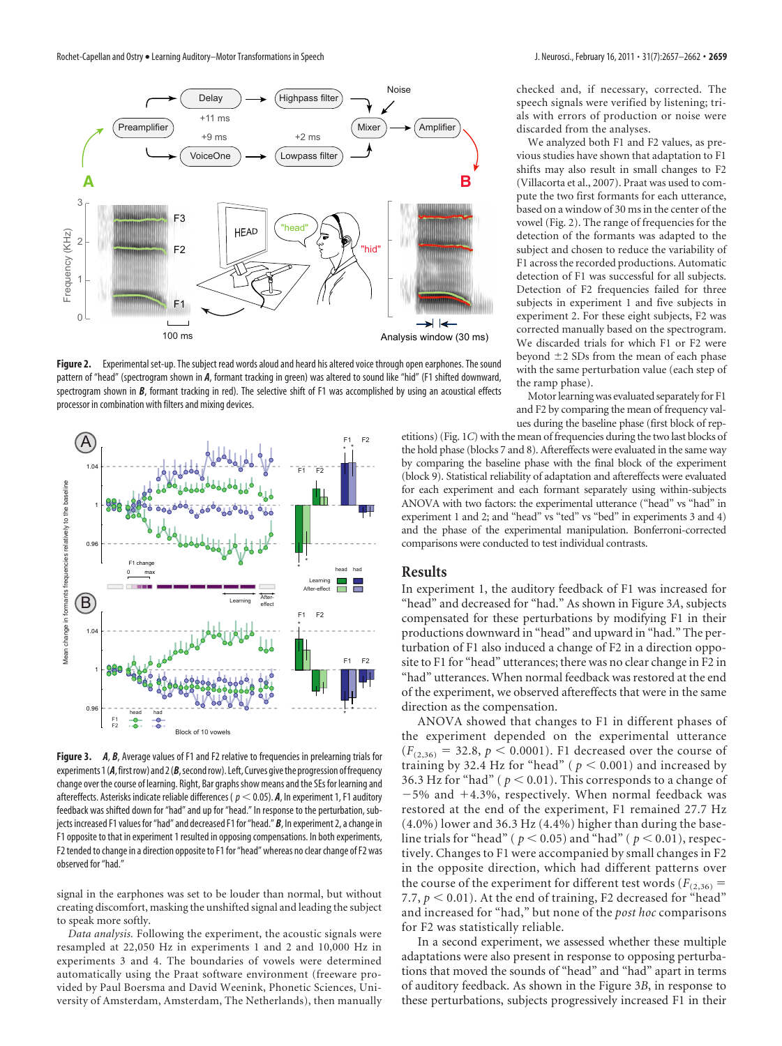**Figure 2.** Experimental set-up. The subject read words aloud and heard his altered voice through open earphones. The sound pattern of "head" (spectrogram shown in ***A***, formant tracking in green) was altered to sound like "hid" (F1 shifted downward, spectrogram shown in ***B***, formant tracking in red). The selective shift of F1 was accomplished by using an acoustical effects processor in combination with filters and mixing devices.

**Figure 3.** ***A***, ***B***, Average values of F1 and F2 relative to frequencies in prelearning trials for experiments 1 (***A***, first row) and 2 (***B***, second row). Left, Curves give the progression of frequency change over the course of learning. Right, Bar graphs show means and the SEs for learning and aftereffects. Asterisks indicate reliable differences ( $p < 0.05$). ***A***, In experiment 1, F1 auditory feedback was shifted down for "had" and up for "head." In response to the perturbation, subjects increased F1 values for "had" and decreased F1 for "head." ***B***, In experiment 2, a change in F1 opposite to that in experiment 1 resulted in opposing compensations. In both experiments, F2 tended to change in a direction opposite to F1 for "head" whereas no clear change of F2 was observed for "had."

signal in the earphones was set to be louder than normal, but without creating discomfort, masking the unshifted signal and leading the subject to speak more softly.

*Data analysis.* Following the experiment, the acoustic signals were resampled at 22,050 Hz in experiments 1 and 2 and 10,000 Hz in experiments 3 and 4. The boundaries of vowels were determined automatically using the Praat software environment (freeware provided by Paul Boersma and David Weenink, Phonetic Sciences, University of Amsterdam, Amsterdam, The Netherlands), then manually checked and, if necessary, corrected. The speech signals were verified by listening; trials with errors of production or noise were discarded from the analyses.

We analyzed both F1 and F2 values, as previous studies have shown that adaptation to F1 shifts may also result in small changes to F2 (Villacorta et al., 2007). Praat was used to compute the two first formants for each utterance, based on a window of 30 ms in the center of the vowel (Fig. 2). The range of frequencies for the detection of the formants was adapted to the subject and chosen to reduce the variability of F1 across the recorded productions. Automatic detection of F1 was successful for all subjects. Detection of F2 frequencies failed for three subjects in experiment 1 and five subjects in experiment 2. For these eight subjects, F2 was corrected manually based on the spectrogram. We discarded trials for which F1 or F2 were beyond ±2 SDs from the mean of each phase with the same perturbation value (each step of the ramp phase).

Motor learning was evaluated separately for F1 and F2 by comparing the mean of frequency values during the baseline phase (first block of repetitions) (Fig. 1*C*) with the mean of frequencies during the two last blocks of the hold phase (blocks 7 and 8). Aftereffects were evaluated in the same way by comparing the baseline phase with the final block of the experiment (block 9). Statistical reliability of adaptation and aftereffects were evaluated for each experiment and each formant separately using within-subjects ANOVA with two factors: the experimental utterance ("head" vs "had" in experiment 1 and 2; and "head" vs "ted" vs "bed" in experiments 3 and 4) and the phase of the experimental manipulation. Bonferroni-corrected comparisons were conducted to test individual contrasts.

## Results

In experiment 1, the auditory feedback of F1 was increased for "head" and decreased for "had." As shown in Figure 3*A*, subjects compensated for these perturbations by modifying F1 in their productions downward in "head" and upward in "had." The perturbation of F1 also induced a change of F2 in a direction opposite to F1 for "head" utterances; there was no clear change in F2 in "had" utterances. When normal feedback was restored at the end of the experiment, we observed aftereffects that were in the same direction as the compensation.

ANOVA showed that changes to F1 in different phases of the experiment depended on the experimental utterance ($F_{(2,36)} = 32.8$, $p < 0.0001$). F1 decreased over the course of training by 32.4 Hz for "head" ( $p < 0.001$) and increased by 36.3 Hz for "had" ( $p < 0.01$). This corresponds to a change of −5% and +4.3%, respectively. When normal feedback was restored at the end of the experiment, F1 remained 27.7 Hz (4.0%) lower and 36.3 Hz (4.4%) higher than during the baseline trials for "head" ( $p < 0.05$) and "had" ( $p < 0.01$), respectively. Changes to F1 were accompanied by small changes in F2 in the opposite direction, which had different patterns over the course of the experiment for different test words ($F_{(2,36)} = 7.7$, $p < 0.01$). At the end of training, F2 decreased for "head" and increased for "had," but none of the *post hoc* comparisons for F2 was statistically reliable.

In a second experiment, we assessed whether these multiple adaptations were also present in response to opposing perturbations that moved the sounds of "head" and "had" apart in terms of auditory feedback. As shown in the Figure 3*B*, in response to these perturbations, subjects progressively increased F1 in their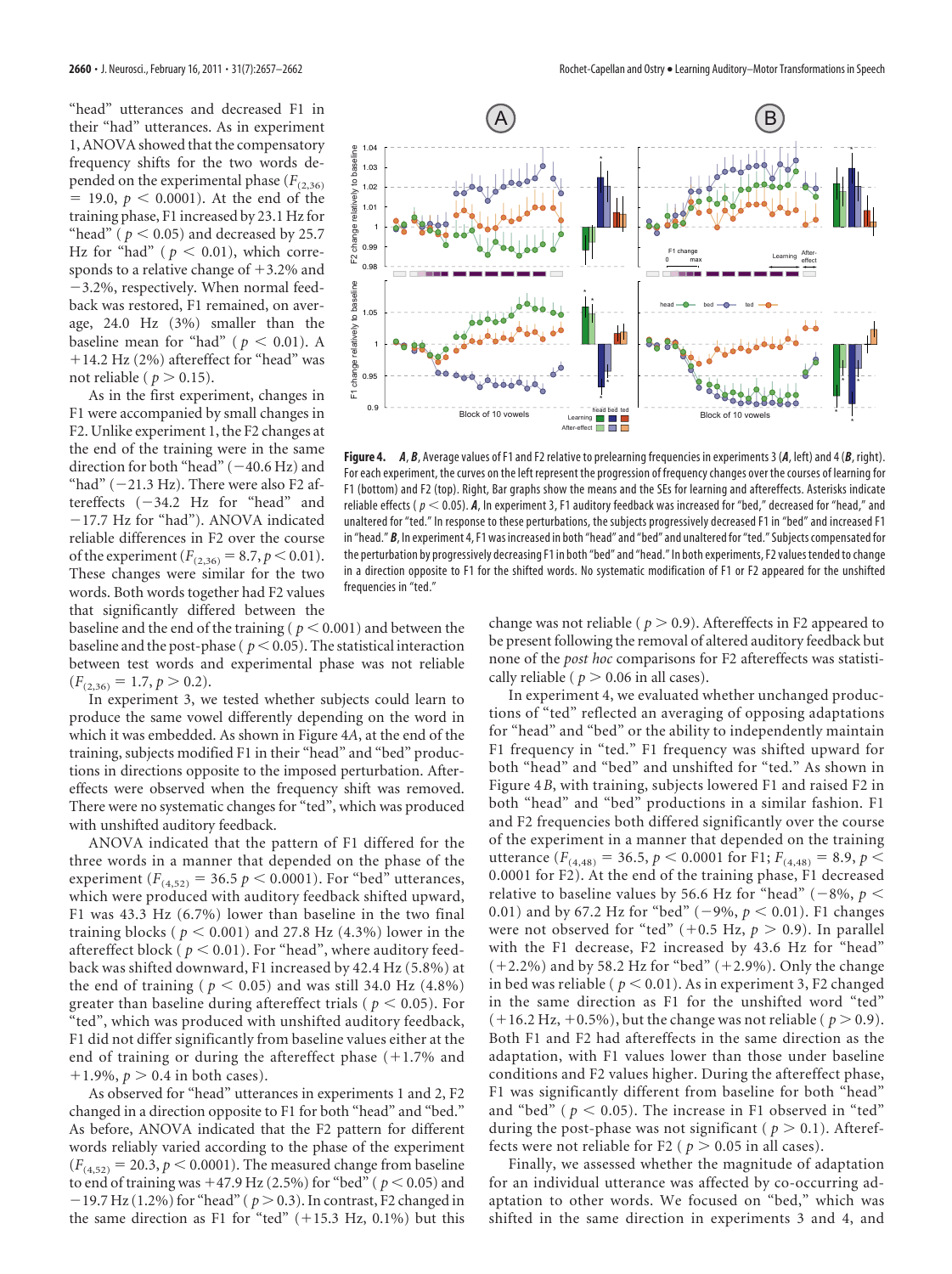"head" utterances and decreased F1 in their "had" utterances. As in experiment 1, ANOVA showed that the compensatory frequency shifts for the two words depended on the experimental phase ($F_{(2,36)} = 19.0$, $p < 0.0001$). At the end of the training phase, F1 increased by 23.1 Hz for "head" ($p < 0.05$) and decreased by 25.7 Hz for "had" ($p < 0.01$), which corresponds to a relative change of +3.2% and −3.2%, respectively. When normal feedback was restored, F1 remained, on average, 24.0 Hz (3%) smaller than the baseline mean for "had" ($p < 0.01$). A +14.2 Hz (2%) aftereffect for "head" was not reliable ($p > 0.15$).

As in the first experiment, changes in F1 were accompanied by small changes in F2. Unlike experiment 1, the F2 changes at the end of the training were in the same direction for both "head" (−40.6 Hz) and "had" (−21.3 Hz). There were also F2 aftereffects (−34.2 Hz for "head" and −17.7 Hz for "had"). ANOVA indicated reliable differences in F2 over the course of the experiment ($F_{(2,36)} = 8.7$, $p < 0.01$). These changes were similar for the two words. Both words together had F2 values that significantly differed between the baseline and the end of the training ($p < 0.001$) and between the baseline and the post-phase ($p < 0.05$). The statistical interaction between test words and experimental phase was not reliable ($F_{(2,36)} = 1.7$, $p > 0.2$).

In experiment 3, we tested whether subjects could learn to produce the same vowel differently depending on the word in which it was embedded. As shown in Figure 4*A*, at the end of the training, subjects modified F1 in their "head" and "bed" productions in directions opposite to the imposed perturbation. Aftereffects were observed when the frequency shift was removed. There were no systematic changes for "ted", which was produced with unshifted auditory feedback.

ANOVA indicated that the pattern of F1 differed for the three words in a manner that depended on the phase of the experiment ($F_{(4,52)} = 36.5$ $p < 0.0001$). For "bed" utterances, which were produced with auditory feedback shifted upward, F1 was 43.3 Hz (6.7%) lower than baseline in the two final training blocks ($p < 0.001$) and 27.8 Hz (4.3%) lower in the aftereffect block ($p < 0.01$). For "head", where auditory feedback was shifted downward, F1 increased by 42.4 Hz (5.8%) at the end of training ($p < 0.05$) and was still 34.0 Hz (4.8%) greater than baseline during aftereffect trials ($p < 0.05$). For "ted", which was produced with unshifted auditory feedback, F1 did not differ significantly from baseline values either at the end of training or during the aftereffect phase (+1.7% and +1.9%, $p > 0.4$ in both cases).

As observed for "head" utterances in experiments 1 and 2, F2 changed in a direction opposite to F1 for both "head" and "bed." As before, ANOVA indicated that the F2 pattern for different words reliably varied according to the phase of the experiment ($F_{(4,52)} = 20.3$, $p < 0.0001$). The measured change from baseline to end of training was +47.9 Hz (2.5%) for "bed" ($p < 0.05$) and −19.7 Hz (1.2%) for "head" ($p > 0.3$). In contrast, F2 changed in the same direction as F1 for "ted" (+15.3 Hz, 0.1%) but this change was not reliable ($p > 0.9$). Aftereffects in F2 appeared to be present following the removal of altered auditory feedback but none of the *post hoc* comparisons for F2 aftereffects was statistically reliable ($p > 0.06$ in all cases).

In experiment 4, we evaluated whether unchanged productions of "ted" reflected an averaging of opposing adaptations for "head" and "bed" or the ability to independently maintain F1 frequency in "ted." F1 frequency was shifted upward for both "head" and "bed" and unshifted for "ted." As shown in Figure 4*B*, with training, subjects lowered F1 and raised F2 in both "head" and "bed" productions in a similar fashion. F1 and F2 frequencies both differed significantly over the course of the experiment in a manner that depended on the training utterance ($F_{(4,48)} = 36.5$, $p < 0.0001$ for F1; $F_{(4,48)} = 8.9$, $p < 0.0001$ for F2). At the end of the training phase, F1 decreased relative to baseline values by 56.6 Hz for "head" (−8%, $p < 0.01$) and by 67.2 Hz for "bed" (−9%, $p < 0.01$). F1 changes were not observed for "ted" (+0.5 Hz, $p > 0.9$). In parallel with the F1 decrease, F2 increased by 43.6 Hz for "head" (+2.2%) and by 58.2 Hz for "bed" (+2.9%). Only the change in bed was reliable ($p < 0.01$). As in experiment 3, F2 changed in the same direction as F1 for the unshifted word "ted" (+16.2 Hz, +0.5%), but the change was not reliable ($p > 0.9$). Both F1 and F2 had aftereffects in the same direction as the adaptation, with F1 values lower than those under baseline conditions and F2 values higher. During the aftereffect phase, F1 was significantly different from baseline for both "head" and "bed" ($p < 0.05$). The increase in F1 observed in "ted" during the post-phase was not significant ($p > 0.1$). Aftereffects were not reliable for F2 ($p > 0.05$ in all cases).

Finally, we assessed whether the magnitude of adaptation for an individual utterance was affected by co-occurring adaptation to other words. We focused on "bed," which was shifted in the same direction in experiments 3 and 4, and

**Figure 4.** ***A***, ***B***, Average values of F1 and F2 relative to prelearning frequencies in experiments 3 (***A***, left) and 4 (***B***, right). For each experiment, the curves on the left represent the progression of frequency changes over the courses of learning for F1 (bottom) and F2 (top). Right, Bar graphs show the means and the SEs for learning and aftereffects. Asterisks indicate reliable effects ($p < 0.05$). ***A***, In experiment 3, F1 auditory feedback was increased for "bed," decreased for "head," and unaltered for "ted." In response to these perturbations, the subjects progressively decreased F1 in "bed" and increased F1 in "head." ***B***, In experiment 4, F1 was increased in both "head" and "bed" and unaltered for "ted." Subjects compensated for the perturbation by progressively decreasing F1 in both "bed" and "head." In both experiments, F2 values tended to change in a direction opposite to F1 for the shifted words. No systematic modification of F1 or F2 appeared for the unshifted frequencies in "ted."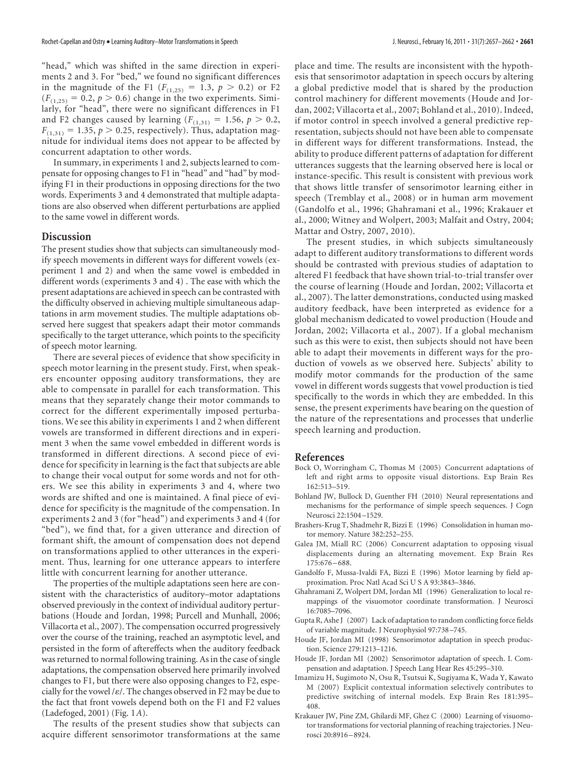"head," which was shifted in the same direction in experiments 2 and 3. For "bed," we found no significant differences in the magnitude of the F1 ($F_{(1,25)} = 1.3$, $p > 0.2$) or F2 ($F_{(1,25)} = 0.2$, $p > 0.6$) change in the two experiments. Similarly, for "head", there were no significant differences in F1 and F2 changes caused by learning ($F_{(1,31)} = 1.56$, $p > 0.2$, $F_{(1,31)} = 1.35$, $p > 0.25$, respectively). Thus, adaptation magnitude for individual items does not appear to be affected by concurrent adaptation to other words.

In summary, in experiments 1 and 2, subjects learned to compensate for opposing changes to F1 in "head" and "had" by modifying F1 in their productions in opposing directions for the two words. Experiments 3 and 4 demonstrated that multiple adaptations are also observed when different perturbations are applied to the same vowel in different words.

## Discussion

The present studies show that subjects can simultaneously modify speech movements in different ways for different vowels (experiment 1 and 2) and when the same vowel is embedded in different words (experiments 3 and 4) . The ease with which the present adaptations are achieved in speech can be contrasted with the difficulty observed in achieving multiple simultaneous adaptations in arm movement studies. The multiple adaptations observed here suggest that speakers adapt their motor commands specifically to the target utterance, which points to the specificity of speech motor learning.

There are several pieces of evidence that show specificity in speech motor learning in the present study. First, when speakers encounter opposing auditory transformations, they are able to compensate in parallel for each transformation. This means that they separately change their motor commands to correct for the different experimentally imposed perturbations. We see this ability in experiments 1 and 2 when different vowels are transformed in different directions and in experiment 3 when the same vowel embedded in different words is transformed in different directions. A second piece of evidence for specificity in learning is the fact that subjects are able to change their vocal output for some words and not for others. We see this ability in experiments 3 and 4, where two words are shifted and one is maintained. A final piece of evidence for specificity is the magnitude of the compensation. In experiments 2 and 3 (for "head") and experiments 3 and 4 (for "bed"), we find that, for a given utterance and direction of formant shift, the amount of compensation does not depend on transformations applied to other utterances in the experiment. Thus, learning for one utterance appears to interfere little with concurrent learning for another utterance.

The properties of the multiple adaptations seen here are consistent with the characteristics of auditory–motor adaptations observed previously in the context of individual auditory perturbations (Houde and Jordan, 1998; Purcell and Munhall, 2006; Villacorta et al., 2007). The compensation occurred progressively over the course of the training, reached an asymptotic level, and persisted in the form of aftereffects when the auditory feedback was returned to normal following training. As in the case of single adaptations, the compensation observed here primarily involved changes to F1, but there were also opposing changes to F2, especially for the vowel /ɛ/. The changes observed in F2 may be due to the fact that front vowels depend both on the F1 and F2 values (Ladefoged, 2001) (Fig. 1*A*).

The results of the present studies show that subjects can acquire different sensorimotor transformations at the same place and time. The results are inconsistent with the hypothesis that sensorimotor adaptation in speech occurs by altering a global predictive model that is shared by the production control machinery for different movements (Houde and Jordan, 2002; Villacorta et al., 2007; Bohland et al., 2010). Indeed, if motor control in speech involved a general predictive representation, subjects should not have been able to compensate in different ways for different transformations. Instead, the ability to produce different patterns of adaptation for different utterances suggests that the learning observed here is local or instance-specific. This result is consistent with previous work that shows little transfer of sensorimotor learning either in speech (Tremblay et al., 2008) or in human arm movement (Gandolfo et al., 1996; Ghahramani et al., 1996; Krakauer et al., 2000; Witney and Wolpert, 2003; Malfait and Ostry, 2004; Mattar and Ostry, 2007, 2010).

The present studies, in which subjects simultaneously adapt to different auditory transformations to different words should be contrasted with previous studies of adaptation to altered F1 feedback that have shown trial-to-trial transfer over the course of learning (Houde and Jordan, 2002; Villacorta et al., 2007). The latter demonstrations, conducted using masked auditory feedback, have been interpreted as evidence for a global mechanism dedicated to vowel production (Houde and Jordan, 2002; Villacorta et al., 2007). If a global mechanism such as this were to exist, then subjects should not have been able to adapt their movements in different ways for the production of vowels as we observed here. Subjects' ability to modify motor commands for the production of the same vowel in different words suggests that vowel production is tied specifically to the words in which they are embedded. In this sense, the present experiments have bearing on the question of the nature of the representations and processes that underlie speech learning and production.

## References

Bock O, Worringham C, Thomas M (2005) Concurrent adaptations of left and right arms to opposite visual distortions. Exp Brain Res 162:513–519.

Bohland JW, Bullock D, Guenther FH (2010) Neural representations and mechanisms for the performance of simple speech sequences. J Cogn Neurosci 22:1504–1529.

Brashers-Krug T, Shadmehr R, Bizzi E (1996) Consolidation in human motor memory. Nature 382:252–255.

Galea JM, Miall RC (2006) Concurrent adaptation to opposing visual displacements during an alternating movement. Exp Brain Res 175:676–688.

Gandolfo F, Mussa-Ivaldi FA, Bizzi E (1996) Motor learning by field approximation. Proc Natl Acad Sci U S A 93:3843–3846.

Ghahramani Z, Wolpert DM, Jordan MI (1996) Generalization to local remappings of the visuomotor coordinate transformation. J Neurosci 16:7085–7096.

Gupta R, Ashe J (2007) Lack of adaptation to random conflicting force fields of variable magnitude. J Neurophysiol 97:738–745.

Houde JF, Jordan MI (1998) Sensorimotor adaptation in speech production. Science 279:1213–1216.

Houde JF, Jordan MI (2002) Sensorimotor adaptation of speech. I. Compensation and adaptation. J Speech Lang Hear Res 45:295–310.

Imamizu H, Sugimoto N, Osu R, Tsutsui K, Sugiyama K, Wada Y, Kawato M (2007) Explicit contextual information selectively contributes to predictive switching of internal models. Exp Brain Res 181:395–408.

Krakauer JW, Pine ZM, Ghilardi MF, Ghez C (2000) Learning of visuomotor transformations for vectorial planning of reaching trajectories. J Neurosci 20:8916–8924.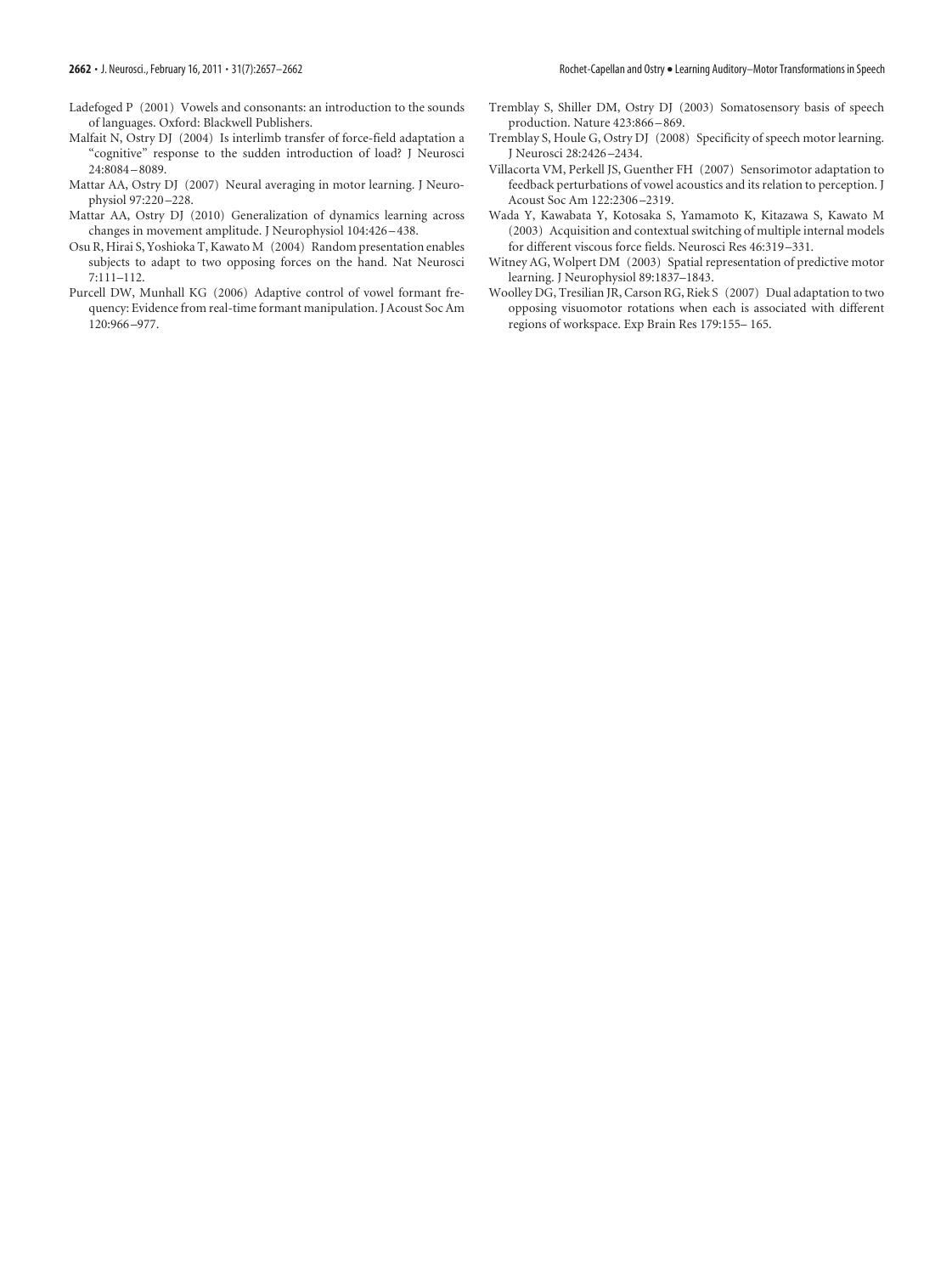Ladefoged P (2001) Vowels and consonants: an introduction to the sounds of languages. Oxford: Blackwell Publishers.

Malfait N, Ostry DJ (2004) Is interlimb transfer of force-field adaptation a "cognitive" response to the sudden introduction of load? J Neurosci 24:8084–8089.

Mattar AA, Ostry DJ (2007) Neural averaging in motor learning. J Neurophysiol 97:220–228.

Mattar AA, Ostry DJ (2010) Generalization of dynamics learning across changes in movement amplitude. J Neurophysiol 104:426–438.

Osu R, Hirai S, Yoshioka T, Kawato M (2004) Random presentation enables subjects to adapt to two opposing forces on the hand. Nat Neurosci 7:111–112.

Purcell DW, Munhall KG (2006) Adaptive control of vowel formant frequency: Evidence from real-time formant manipulation. J Acoust Soc Am 120:966–977.

Tremblay S, Shiller DM, Ostry DJ (2003) Somatosensory basis of speech production. Nature 423:866–869.

Tremblay S, Houle G, Ostry DJ (2008) Specificity of speech motor learning. J Neurosci 28:2426–2434.

Villacorta VM, Perkell JS, Guenther FH (2007) Sensorimotor adaptation to feedback perturbations of vowel acoustics and its relation to perception. J Acoust Soc Am 122:2306–2319.

Wada Y, Kawabata Y, Kotosaka S, Yamamoto K, Kitazawa S, Kawato M (2003) Acquisition and contextual switching of multiple internal models for different viscous force fields. Neurosci Res 46:319–331.

Witney AG, Wolpert DM (2003) Spatial representation of predictive motor learning. J Neurophysiol 89:1837–1843.

Woolley DG, Tresilian JR, Carson RG, Riek S (2007) Dual adaptation to two opposing visuomotor rotations when each is associated with different regions of workspace. Exp Brain Res 179:155–165.